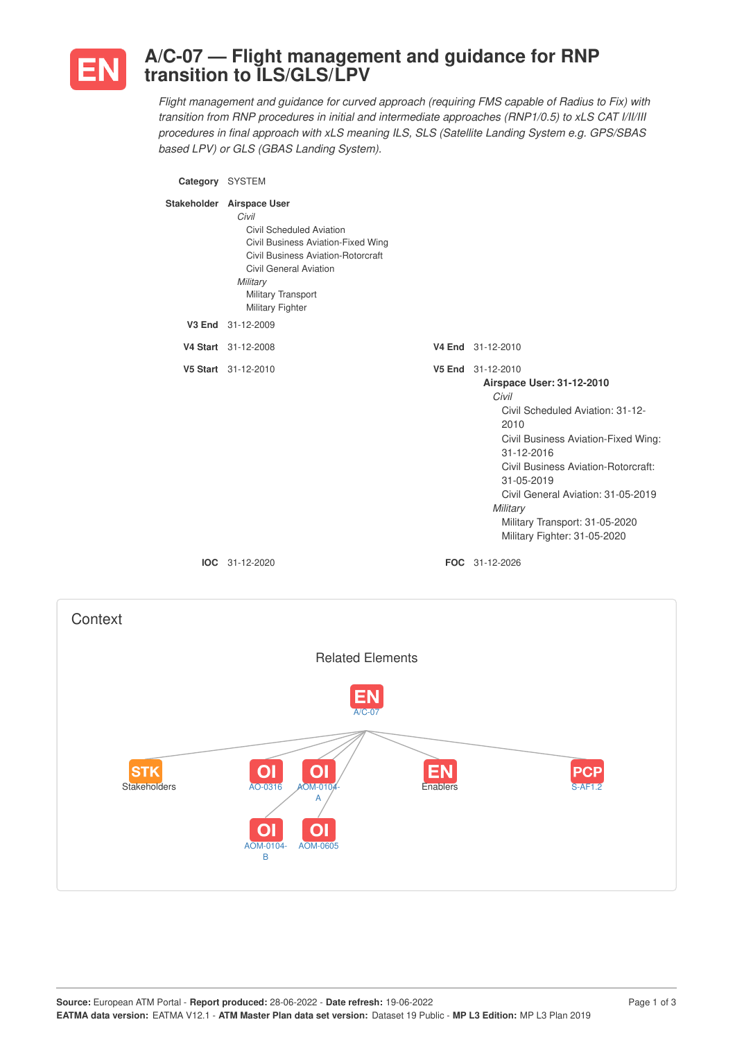# EN A/C-07 — Flight management and guidance for RNP transition to ILS/GLS/LPV

*Flight management and guidance for curved approach (requiring FMS capable of Radius to Fix) with transition from RNP procedures in initial and intermediate approaches (RNP1/0.5) to xLS CAT I/II/III procedures in final approach with xLS meaning ILS, SLS (Satellite Landing System e.g. GPS/SBAS based LPV) or GLS (GBAS Landing System).*

**Category** SYSTEM

**Stakeholder** **Airspace User**

- *Civil*
  - Civil Scheduled Aviation
  - Civil Business Aviation-Fixed Wing
  - Civil Business Aviation-Rotorcraft
  - Civil General Aviation
- *Military*
  - Military Transport
  - Military Fighter

**V3 End** 31-12-2009

**V4 Start** 31-12-2008

**V4 End** 31-12-2010

**V5 Start** 31-12-2010

**V5 End** 31-12-2010

**Airspace User: 31-12-2010**

- *Civil*
  - Civil Scheduled Aviation: 31-12-2010
  - Civil Business Aviation-Fixed Wing: 31-12-2016
  - Civil Business Aviation-Rotorcraft: 31-05-2019
  - Civil General Aviation: 31-05-2019
- *Military*
  - Military Transport: 31-05-2020
  - Military Fighter: 31-05-2020

**IOC** 31-12-2020

**FOC** 31-12-2026

## Context

### Related Elements

- EN A/C-07
  - STK Stakeholders
  - OI AO-0316
  - OI AOM-0104-A
  - OI AOM-0104-B
  - OI AOM-0605
  - EN Enablers
  - PCP S-AF1.2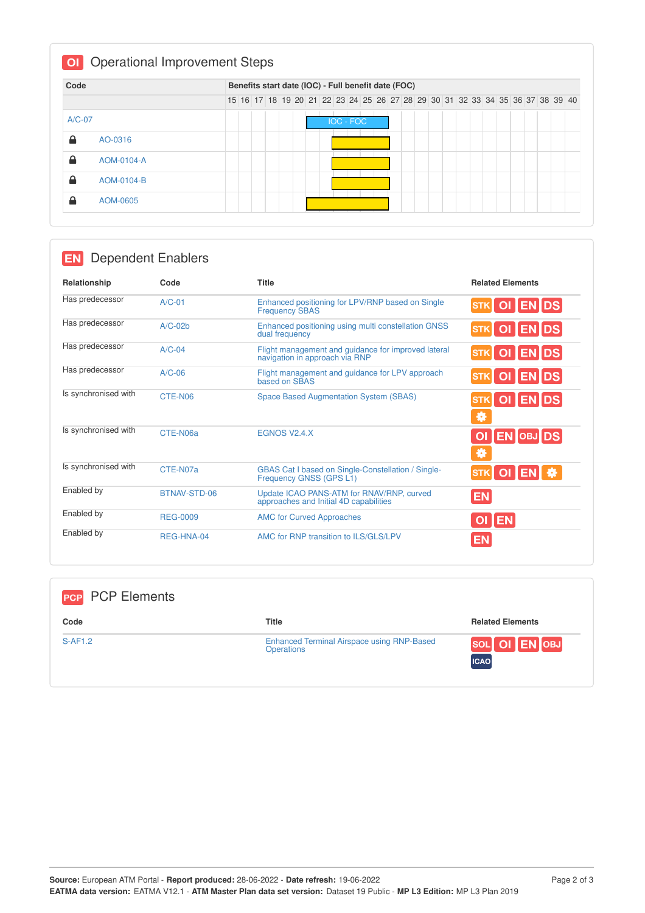## OI Operational Improvement Steps

| Code | Benefits start date (IOC) - Full benefit date (FOC) |
|---|---|
| A/C-07 | IOC - FOC (21–26) |
| AO-0316 | 23–26 |
| AOM-0104-A | 23–26 |
| AOM-0104-B | 23–26 |
| AOM-0605 | 21–26 |

## EN Dependent Enablers

| Relationship | Code | Title | Related Elements |
|---|---|---|---|
| Has predecessor | A/C-01 | Enhanced positioning for LPV/RNP based on Single Frequency SBAS | STK OI EN DS |
| Has predecessor | A/C-02b | Enhanced positioning using multi constellation GNSS dual frequency | STK OI EN DS |
| Has predecessor | A/C-04 | Flight management and guidance for improved lateral navigation in approach via RNP | STK OI EN DS |
| Has predecessor | A/C-06 | Flight management and guidance for LPV approach based on SBAS | STK OI EN DS |
| Is synchronised with | CTE-N06 | Space Based Augmentation System (SBAS) | STK OI EN DS |
| Is synchronised with | CTE-N06a | EGNOS V2.4.X | OI EN OBJ DS |
| Is synchronised with | CTE-N07a | GBAS Cat I based on Single-Constellation / Single-Frequency GNSS (GPS L1) | STK OI EN |
| Enabled by | BTNAV-STD-06 | Update ICAO PANS-ATM for RNAV/RNP, curved approaches and Initial 4D capabilities | EN |
| Enabled by | REG-0009 | AMC for Curved Approaches | OI EN |
| Enabled by | REG-HNA-04 | AMC for RNP transition to ILS/GLS/LPV | EN |

## PCP PCP Elements

| Code | Title | Related Elements |
|---|---|---|
| S-AF1.2 | Enhanced Terminal Airspace using RNP-Based Operations | SOL OI EN OBJ ICAO |

**Source:** European ATM Portal - **Report produced:** 28-06-2022 - **Date refresh:** 19-06-2022
**EATMA data version:** EATMA V12.1 - **ATM Master Plan data set version:** Dataset 19 Public - **MP L3 Edition:** MP L3 Plan 2019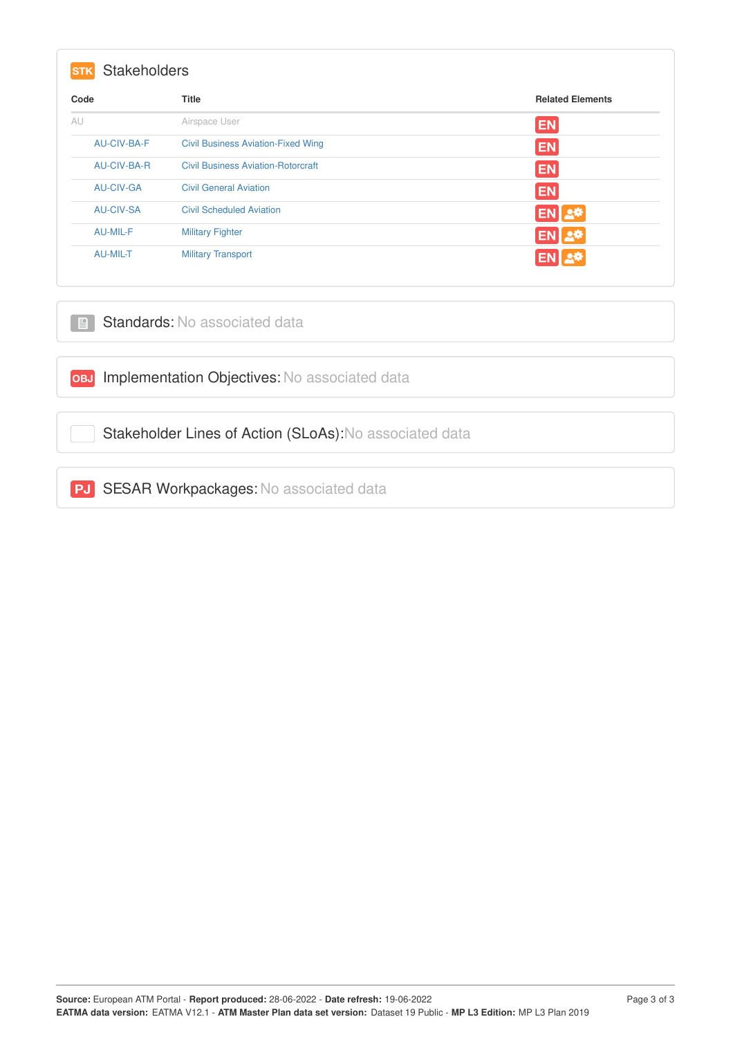## STK Stakeholders

| Code | Title | Related Elements |
| --- | --- | --- |
| AU | Airspace User | EN |
| AU-CIV-BA-F | Civil Business Aviation-Fixed Wing | EN |
| AU-CIV-BA-R | Civil Business Aviation-Rotorcraft | EN |
| AU-CIV-GA | Civil General Aviation | EN |
| AU-CIV-SA | Civil Scheduled Aviation | EN |
| AU-MIL-F | Military Fighter | EN |
| AU-MIL-T | Military Transport | EN |

## Standards: No associated data

## OBJ Implementation Objectives: No associated data

## Stakeholder Lines of Action (SLoAs): No associated data

## PJ SESAR Workpackages: No associated data

**Source:** European ATM Portal - **Report produced:** 28-06-2022 - **Date refresh:** 19-06-2022
**EATMA data version:** EATMA V12.1 - **ATM Master Plan data set version:** Dataset 19 Public - **MP L3 Edition:** MP L3 Plan 2019